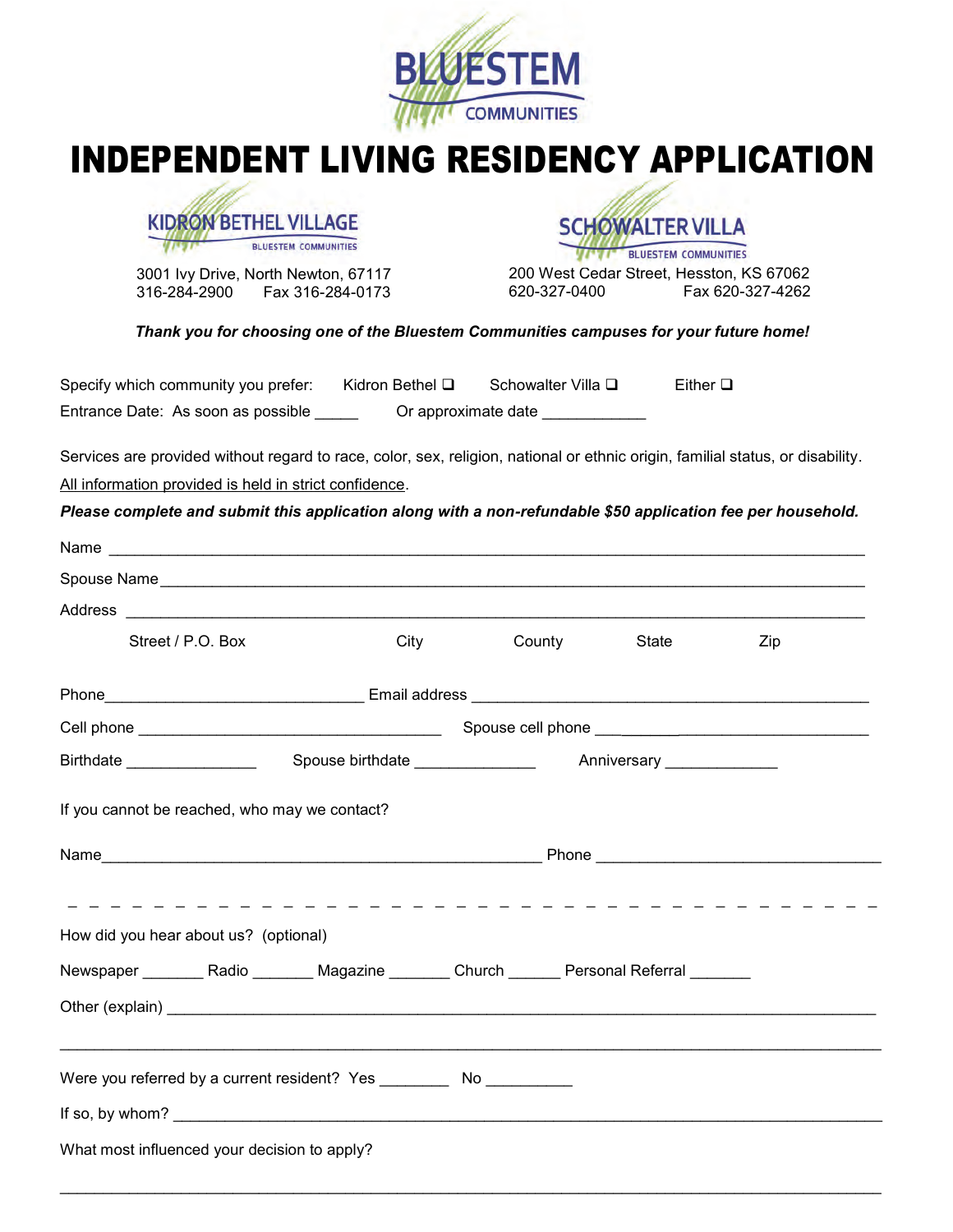BLUESTEM COMMUNITIES

# INDEPENDENT LIVING RESIDENCY APPLICATION

**KIDRON BETHEL VILLAGE**
BLUESTEM COMMUNITIES
3001 Ivy Drive, North Newton, 67117
316-284-2900 Fax 316-284-0173

**SCHOWALTER VILLA**
BLUESTEM COMMUNITIES
200 West Cedar Street, Hesston, KS 67062
620-327-0400 Fax 620-327-4262

***Thank you for choosing one of the Bluestem Communities campuses for your future home!***

Specify which community you prefer: Kidron Bethel ❑ Schowalter Villa ❑ Either ❑

Entrance Date: As soon as possible _____ Or approximate date ____________

Services are provided without regard to race, color, sex, religion, national or ethnic origin, familial status, or disability.

<u>All information provided is held in strict confidence</u>.

***Please complete and submit this application along with a non-refundable $50 application fee per household.***

Name ______________________________________________________________________

Spouse Name _________________________________________________________________

Address ____________________________________________________________________

Street / P.O. Box City County State Zip

Phone _____________________________ Email address _____________________________________________

Cell phone __________________________________ Spouse cell phone _______________________________

Birthdate _______________ Spouse birthdate ______________ Anniversary _____________

If you cannot be reached, who may we contact?

Name __________________________________________________ Phone _______________________________

- - - - - - - - - - - - - - - - - - - - - - - - - - - - - - - - - - - -

How did you hear about us? (optional)

Newspaper _______ Radio _______ Magazine _______ Church ______ Personal Referral _______

Other (explain) ______________________________________________________________________

___________________________________________________________________________________

Were you referred by a current resident? Yes ________ No __________

If so, by whom? ______________________________________________________________________

What most influenced your decision to apply?

___________________________________________________________________________________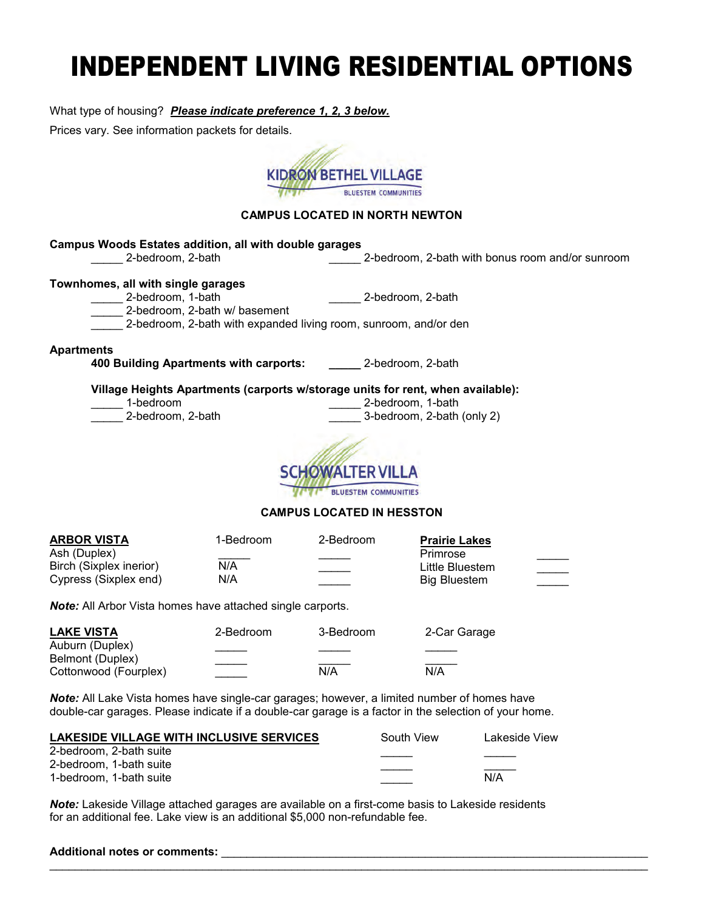# INDEPENDENT LIVING RESIDENTIAL OPTIONS

What type of housing? ***Please indicate preference 1, 2, 3 below.***

Prices vary. See information packets for details.

KIDRON BETHEL VILLAGE
BLUESTEM COMMUNITIES

**CAMPUS LOCATED IN NORTH NEWTON**

**Campus Woods Estates addition, all with double garages**

_____ 2-bedroom, 2-bath    _____ 2-bedroom, 2-bath with bonus room and/or sunroom

**Townhomes, all with single garages**

_____ 2-bedroom, 1-bath    _____ 2-bedroom, 2-bath

_____ 2-bedroom, 2-bath w/ basement

_____ 2-bedroom, 2-bath with expanded living room, sunroom, and/or den

**Apartments**

**400 Building Apartments with carports:** _____ 2-bedroom, 2-bath

**Village Heights Apartments (carports w/storage units for rent, when available):**

_____ 1-bedroom    _____ 2-bedroom, 1-bath

_____ 2-bedroom, 2-bath    _____ 3-bedroom, 2-bath (only 2)

SCHOWALTER VILLA
BLUESTEM COMMUNITIES

**CAMPUS LOCATED IN HESSTON**

| ARBOR VISTA | 1-Bedroom | 2-Bedroom |
|---|---|---|
| Ash (Duplex) | _____ | _____ |
| Birch (Sixplex inerior) | N/A | _____ |
| Cypress (Sixplex end) | N/A | _____ |

| Prairie Lakes | |
|---|---|
| Primrose | _____ |
| Little Bluestem | _____ |
| Big Bluestem | _____ |

***Note:*** All Arbor Vista homes have attached single carports.

| LAKE VISTA | 2-Bedroom | 3-Bedroom | 2-Car Garage |
|---|---|---|---|
| Auburn (Duplex) | _____ | _____ | _____ |
| Belmont (Duplex) | _____ | _____ | _____ |
| Cottonwood (Fourplex) | _____ | N/A | N/A |

***Note:*** All Lake Vista homes have single-car garages; however, a limited number of homes have double-car garages. Please indicate if a double-car garage is a factor in the selection of your home.

| LAKESIDE VILLAGE WITH INCLUSIVE SERVICES | South View | Lakeside View |
|---|---|---|
| 2-bedroom, 2-bath suite | _____ | _____ |
| 2-bedroom, 1-bath suite | _____ | _____ |
| 1-bedroom, 1-bath suite | _____ | N/A |

***Note:*** Lakeside Village attached garages are available on a first-come basis to Lakeside residents for an additional fee. Lake view is an additional $5,000 non-refundable fee.

**Additional notes or comments:** ______________________________________________________________________

______________________________________________________________________________________________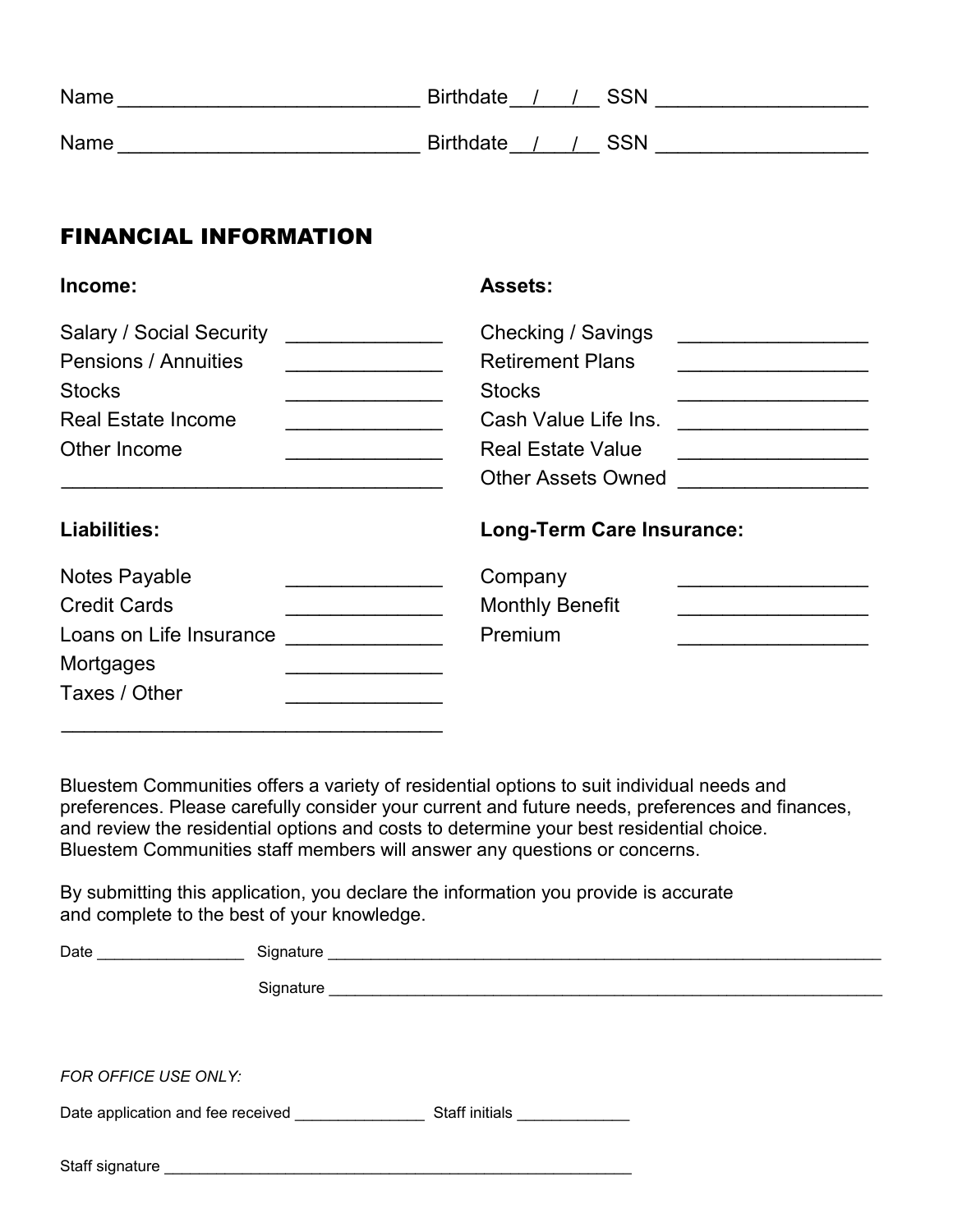Name ___________________________ Birthdate __/__/__ SSN ___________________

Name ___________________________ Birthdate __/__/__ SSN ___________________

## FINANCIAL INFORMATION

**Income:**

Salary / Social Security ______________
Pensions / Annuities ______________
Stocks ______________
Real Estate Income ______________
Other Income ______________
__________________________________

**Assets:**

Checking / Savings _________________
Retirement Plans _________________
Stocks _________________
Cash Value Life Ins. _________________
Real Estate Value _________________
Other Assets Owned _________________

**Liabilities:**

Notes Payable ______________
Credit Cards ______________
Loans on Life Insurance ______________
Mortgages ______________
Taxes / Other ______________
__________________________________

**Long-Term Care Insurance:**

Company _________________
Monthly Benefit _________________
Premium _________________

Bluestem Communities offers a variety of residential options to suit individual needs and preferences. Please carefully consider your current and future needs, preferences and finances, and review the residential options and costs to determine your best residential choice. Bluestem Communities staff members will answer any questions or concerns.

By submitting this application, you declare the information you provide is accurate and complete to the best of your knowledge.

Date _________________ Signature ___________________________________________________________________

Signature ___________________________________________________________________

*FOR OFFICE USE ONLY:*

Date application and fee received _______________ Staff initials _____________

Staff signature _________________________________________________________